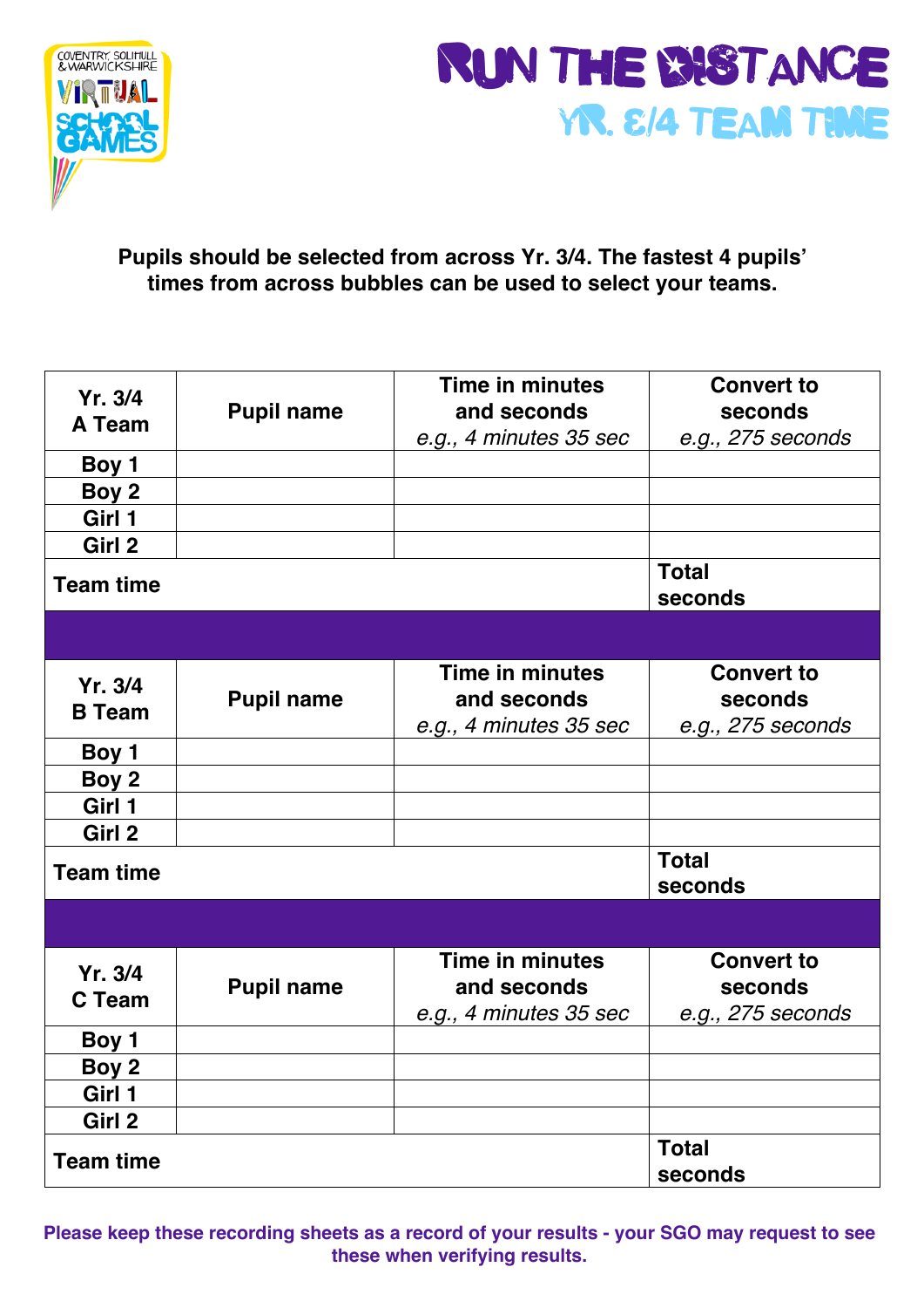COVENTRY, SOLIHULL & WARWICKSHIRE VIRTUAL SCHOOL GAMES

# RUN THE DISTANCE

## YR. 3/4 TEAM TIME

**Pupils should be selected from across Yr. 3/4. The fastest 4 pupils' times from across bubbles can be used to select your teams.**

| Yr. 3/4 A Team | Pupil name | Time in minutes and seconds *e.g., 4 minutes 35 sec* | Convert to seconds *e.g., 275 seconds* |
|---|---|---|---|
| **Boy 1** | | | |
| **Boy 2** | | | |
| **Girl 1** | | | |
| **Girl 2** | | | |
| **Team time** | | | **Total seconds** |

| Yr. 3/4 B Team | Pupil name | Time in minutes and seconds *e.g., 4 minutes 35 sec* | Convert to seconds *e.g., 275 seconds* |
|---|---|---|---|
| **Boy 1** | | | |
| **Boy 2** | | | |
| **Girl 1** | | | |
| **Girl 2** | | | |
| **Team time** | | | **Total seconds** |

| Yr. 3/4 C Team | Pupil name | Time in minutes and seconds *e.g., 4 minutes 35 sec* | Convert to seconds *e.g., 275 seconds* |
|---|---|---|---|
| **Boy 1** | | | |
| **Boy 2** | | | |
| **Girl 1** | | | |
| **Girl 2** | | | |
| **Team time** | | | **Total seconds** |

**Please keep these recording sheets as a record of your results - your SGO may request to see these when verifying results.**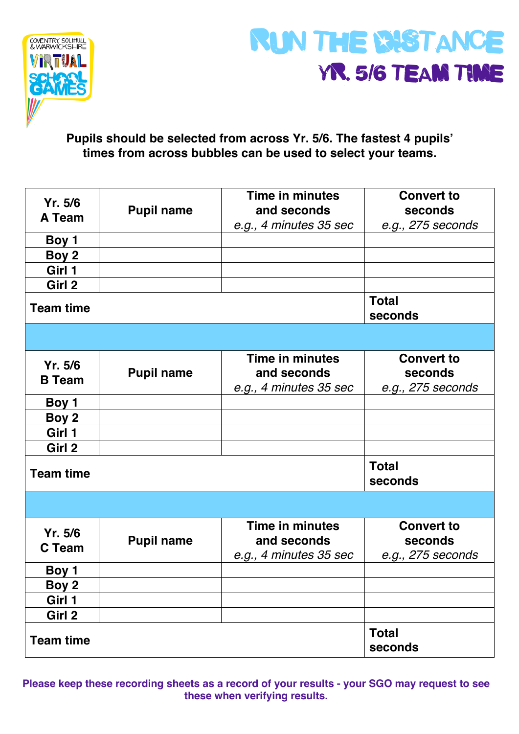# RUN THE DISTANCE

## YR. 5/6 TEAM TIME

**Pupils should be selected from across Yr. 5/6. The fastest 4 pupils' times from across bubbles can be used to select your teams.**

| Yr. 5/6 A Team | Pupil name | Time in minutes and seconds *e.g., 4 minutes 35 sec* | Convert to seconds *e.g., 275 seconds* |
|---|---|---|---|
| Boy 1 | | | |
| Boy 2 | | | |
| Girl 1 | | | |
| Girl 2 | | | |
| Team time | | | Total seconds |

| Yr. 5/6 B Team | Pupil name | Time in minutes and seconds *e.g., 4 minutes 35 sec* | Convert to seconds *e.g., 275 seconds* |
|---|---|---|---|
| Boy 1 | | | |
| Boy 2 | | | |
| Girl 1 | | | |
| Girl 2 | | | |
| Team time | | | Total seconds |

| Yr. 5/6 C Team | Pupil name | Time in minutes and seconds *e.g., 4 minutes 35 sec* | Convert to seconds *e.g., 275 seconds* |
|---|---|---|---|
| Boy 1 | | | |
| Boy 2 | | | |
| Girl 1 | | | |
| Girl 2 | | | |
| Team time | | | Total seconds |

**Please keep these recording sheets as a record of your results - your SGO may request to see these when verifying results.**